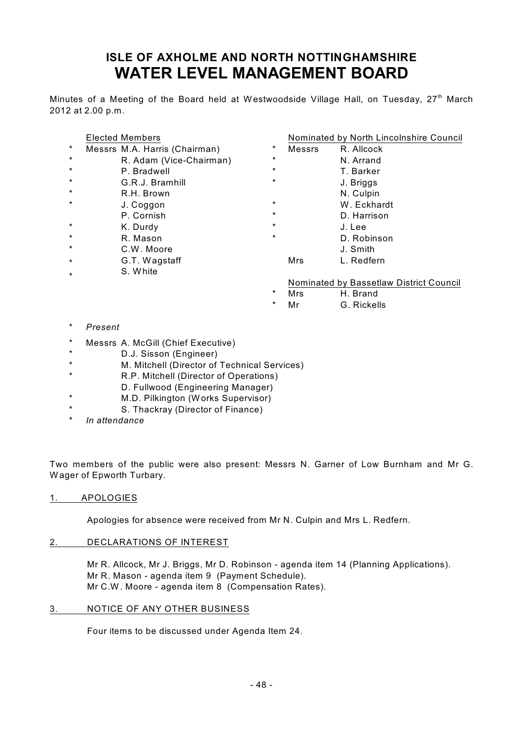# ISLE OF AXHOLME AND NORTH NOTTINGHAMSHIRE
# WATER LEVEL MANAGEMENT BOARD

Minutes of a Meeting of the Board held at Westwoodside Village Hall, on Tuesday, 27th March 2012 at 2.00 p.m.

| | Elected Members | | Nominated by North Lincolnshire Council |
|---|---|---|---|
| * | Messrs M.A. Harris (Chairman) | * | Messrs R. Allcock |
| * | R. Adam (Vice-Chairman) | * | N. Arrand |
| * | P. Bradwell | * | T. Barker |
| * | G.R.J. Bramhill | * | J. Briggs |
| * | R.H. Brown | | N. Culpin |
| * | J. Coggon | * | W. Eckhardt |
| | P. Cornish | * | D. Harrison |
| * | K. Durdy | * | J. Lee |
| * | R. Mason | * | D. Robinson |
| * | C.W. Moore | | J. Smith |
| * | G.T. Wagstaff | | Mrs L. Redfern |
| * | S. White | | |
| | | | **Nominated by Bassetlaw District Council** |
| | | * | Mrs H. Brand |
| | | * | Mr G. Rickells |

\* *Present*

\* Messrs A. McGill (Chief Executive)
\* D.J. Sisson (Engineer)
\* M. Mitchell (Director of Technical Services)
\* R.P. Mitchell (Director of Operations)
D. Fullwood (Engineering Manager)
\* M.D. Pilkington (Works Supervisor)
\* S. Thackray (Director of Finance)

\* *In attendance*

Two members of the public were also present: Messrs N. Garner of Low Burnham and Mr G. Wager of Epworth Turbary.

## 1. APOLOGIES

Apologies for absence were received from Mr N. Culpin and Mrs L. Redfern.

## 2. DECLARATIONS OF INTEREST

Mr R. Allcock, Mr J. Briggs, Mr D. Robinson - agenda item 14 (Planning Applications).
Mr R. Mason - agenda item 9 (Payment Schedule).
Mr C.W. Moore - agenda item 8 (Compensation Rates).

## 3. NOTICE OF ANY OTHER BUSINESS

Four items to be discussed under Agenda Item 24.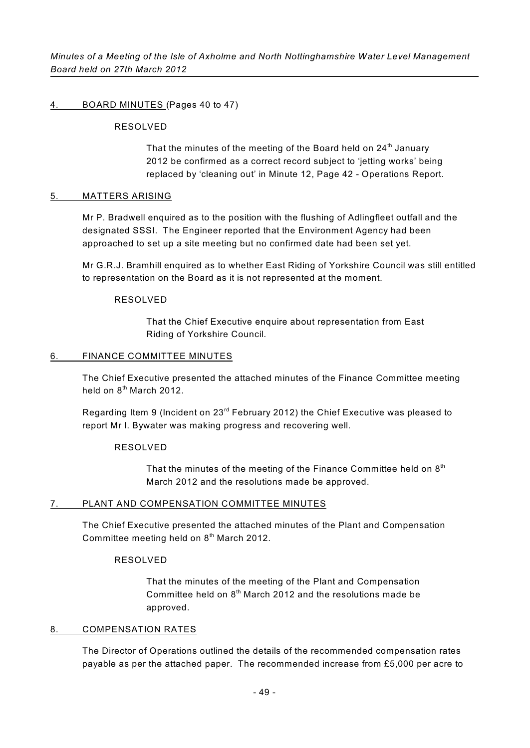## 4. BOARD MINUTES (Pages 40 to 47)

RESOLVED

> That the minutes of the meeting of the Board held on 24th January 2012 be confirmed as a correct record subject to 'jetting works' being replaced by 'cleaning out' in Minute 12, Page 42 - Operations Report.

## 5. MATTERS ARISING

Mr P. Bradwell enquired as to the position with the flushing of Adlingfleet outfall and the designated SSSI. The Engineer reported that the Environment Agency had been approached to set up a site meeting but no confirmed date had been set yet.

Mr G.R.J. Bramhill enquired as to whether East Riding of Yorkshire Council was still entitled to representation on the Board as it is not represented at the moment.

RESOLVED

> That the Chief Executive enquire about representation from East Riding of Yorkshire Council.

## 6. FINANCE COMMITTEE MINUTES

The Chief Executive presented the attached minutes of the Finance Committee meeting held on 8th March 2012.

Regarding Item 9 (Incident on 23rd February 2012) the Chief Executive was pleased to report Mr I. Bywater was making progress and recovering well.

RESOLVED

> That the minutes of the meeting of the Finance Committee held on 8th March 2012 and the resolutions made be approved.

## 7. PLANT AND COMPENSATION COMMITTEE MINUTES

The Chief Executive presented the attached minutes of the Plant and Compensation Committee meeting held on 8th March 2012.

RESOLVED

> That the minutes of the meeting of the Plant and Compensation Committee held on 8th March 2012 and the resolutions made be approved.

## 8. COMPENSATION RATES

The Director of Operations outlined the details of the recommended compensation rates payable as per the attached paper. The recommended increase from £5,000 per acre to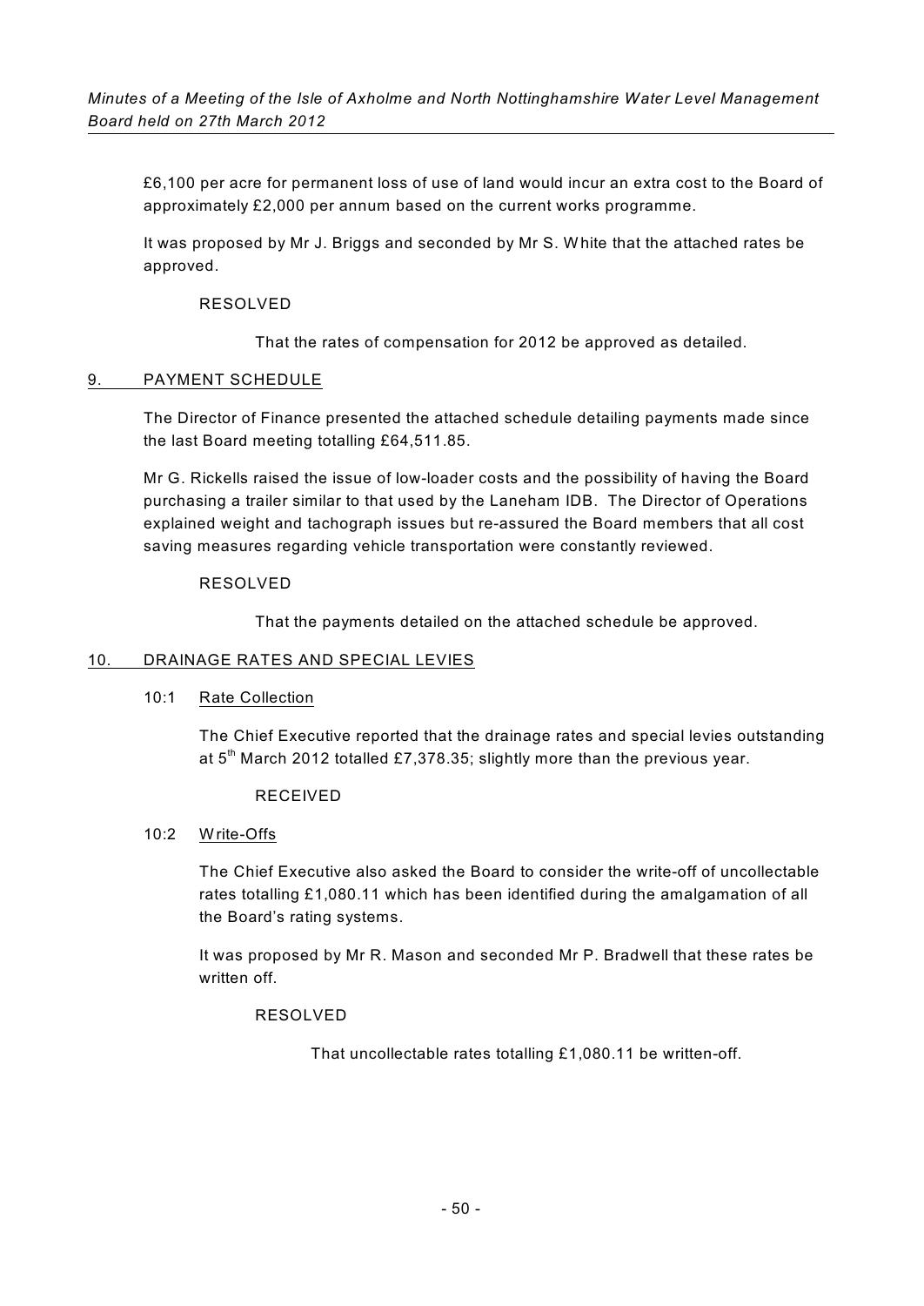£6,100 per acre for permanent loss of use of land would incur an extra cost to the Board of approximately £2,000 per annum based on the current works programme.

It was proposed by Mr J. Briggs and seconded by Mr S. White that the attached rates be approved.

RESOLVED

That the rates of compensation for 2012 be approved as detailed.

## 9. PAYMENT SCHEDULE

The Director of Finance presented the attached schedule detailing payments made since the last Board meeting totalling £64,511.85.

Mr G. Rickells raised the issue of low-loader costs and the possibility of having the Board purchasing a trailer similar to that used by the Laneham IDB. The Director of Operations explained weight and tachograph issues but re-assured the Board members that all cost saving measures regarding vehicle transportation were constantly reviewed.

RESOLVED

That the payments detailed on the attached schedule be approved.

## 10. DRAINAGE RATES AND SPECIAL LEVIES

### 10:1 Rate Collection

The Chief Executive reported that the drainage rates and special levies outstanding at 5th March 2012 totalled £7,378.35; slightly more than the previous year.

RECEIVED

### 10:2 Write-Offs

The Chief Executive also asked the Board to consider the write-off of uncollectable rates totalling £1,080.11 which has been identified during the amalgamation of all the Board's rating systems.

It was proposed by Mr R. Mason and seconded Mr P. Bradwell that these rates be written off.

RESOLVED

That uncollectable rates totalling £1,080.11 be written-off.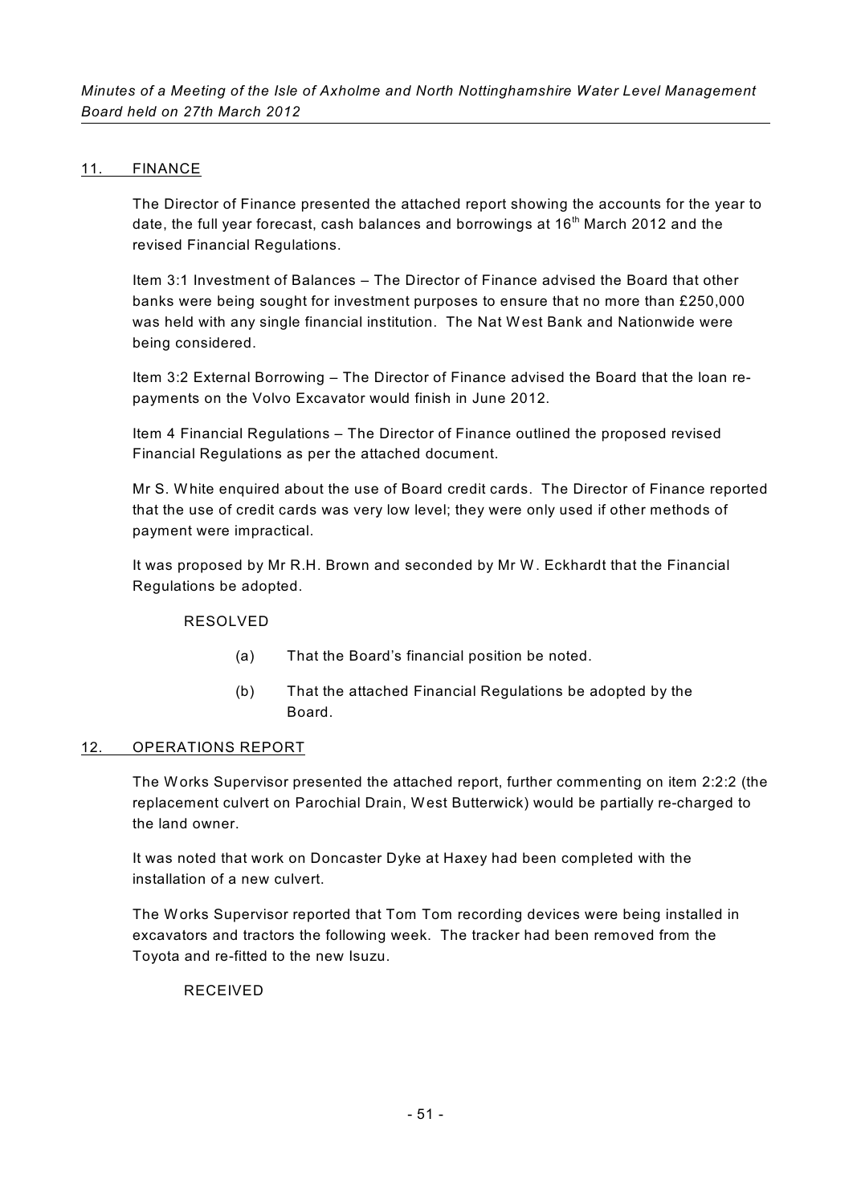## 11. FINANCE

The Director of Finance presented the attached report showing the accounts for the year to date, the full year forecast, cash balances and borrowings at 16th March 2012 and the revised Financial Regulations.

Item 3:1 Investment of Balances – The Director of Finance advised the Board that other banks were being sought for investment purposes to ensure that no more than £250,000 was held with any single financial institution. The Nat West Bank and Nationwide were being considered.

Item 3:2 External Borrowing – The Director of Finance advised the Board that the loan re-payments on the Volvo Excavator would finish in June 2012.

Item 4 Financial Regulations – The Director of Finance outlined the proposed revised Financial Regulations as per the attached document.

Mr S. White enquired about the use of Board credit cards. The Director of Finance reported that the use of credit cards was very low level; they were only used if other methods of payment were impractical.

It was proposed by Mr R.H. Brown and seconded by Mr W. Eckhardt that the Financial Regulations be adopted.

RESOLVED

(a) That the Board's financial position be noted.

(b) That the attached Financial Regulations be adopted by the Board.

## 12. OPERATIONS REPORT

The Works Supervisor presented the attached report, further commenting on item 2:2:2 (the replacement culvert on Parochial Drain, West Butterwick) would be partially re-charged to the land owner.

It was noted that work on Doncaster Dyke at Haxey had been completed with the installation of a new culvert.

The Works Supervisor reported that Tom Tom recording devices were being installed in excavators and tractors the following week. The tracker had been removed from the Toyota and re-fitted to the new Isuzu.

RECEIVED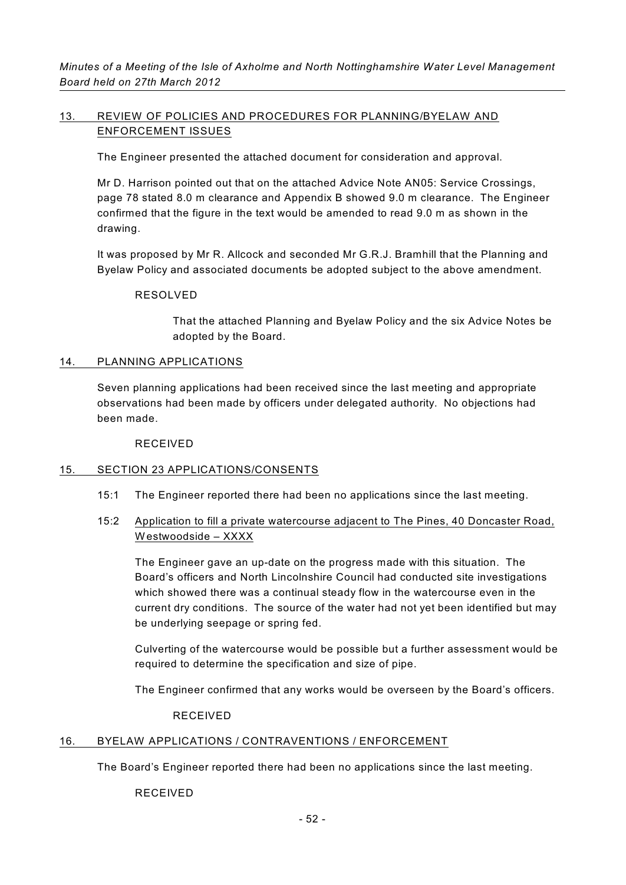## 13. REVIEW OF POLICIES AND PROCEDURES FOR PLANNING/BYELAW AND ENFORCEMENT ISSUES

The Engineer presented the attached document for consideration and approval.

Mr D. Harrison pointed out that on the attached Advice Note AN05: Service Crossings, page 78 stated 8.0 m clearance and Appendix B showed 9.0 m clearance. The Engineer confirmed that the figure in the text would be amended to read 9.0 m as shown in the drawing.

It was proposed by Mr R. Allcock and seconded Mr G.R.J. Bramhill that the Planning and Byelaw Policy and associated documents be adopted subject to the above amendment.

RESOLVED

> That the attached Planning and Byelaw Policy and the six Advice Notes be adopted by the Board.

## 14. PLANNING APPLICATIONS

Seven planning applications had been received since the last meeting and appropriate observations had been made by officers under delegated authority. No objections had been made.

RECEIVED

## 15. SECTION 23 APPLICATIONS/CONSENTS

15:1 The Engineer reported there had been no applications since the last meeting.

15:2 Application to fill a private watercourse adjacent to The Pines, 40 Doncaster Road, Westwoodside – XXXX

The Engineer gave an up-date on the progress made with this situation. The Board's officers and North Lincolnshire Council had conducted site investigations which showed there was a continual steady flow in the watercourse even in the current dry conditions. The source of the water had not yet been identified but may be underlying seepage or spring fed.

Culverting of the watercourse would be possible but a further assessment would be required to determine the specification and size of pipe.

The Engineer confirmed that any works would be overseen by the Board's officers.

RECEIVED

## 16. BYELAW APPLICATIONS / CONTRAVENTIONS / ENFORCEMENT

The Board's Engineer reported there had been no applications since the last meeting.

RECEIVED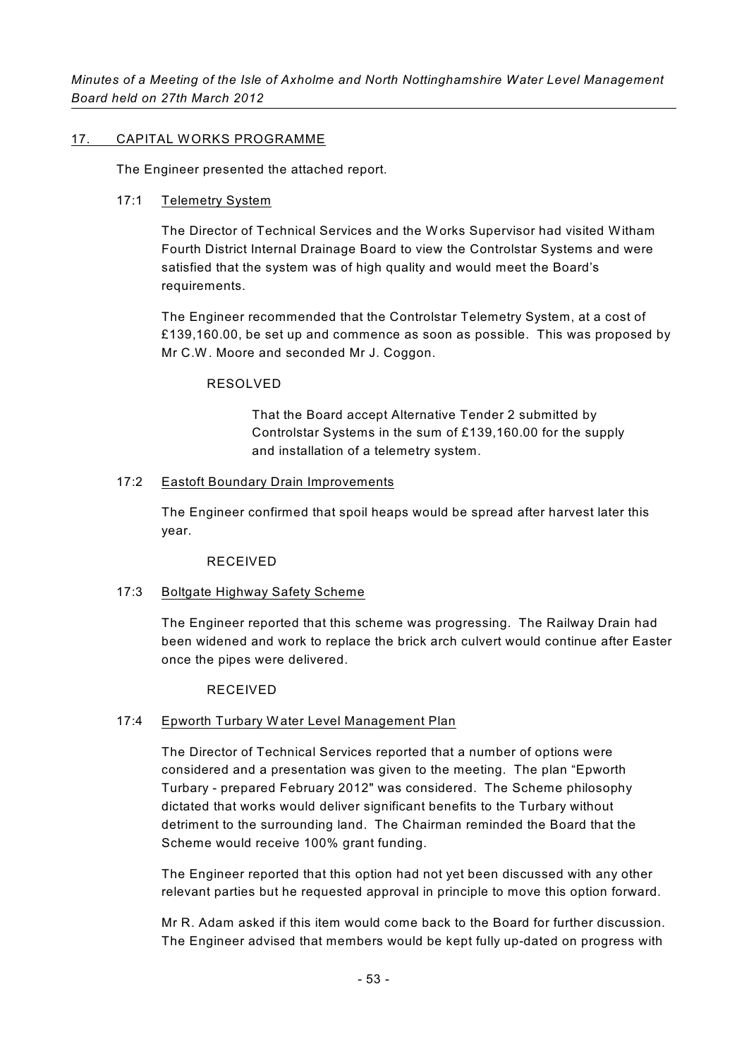## 17. CAPITAL WORKS PROGRAMME

The Engineer presented the attached report.

### 17:1 Telemetry System

The Director of Technical Services and the Works Supervisor had visited Witham Fourth District Internal Drainage Board to view the Controlstar Systems and were satisfied that the system was of high quality and would meet the Board's requirements.

The Engineer recommended that the Controlstar Telemetry System, at a cost of £139,160.00, be set up and commence as soon as possible. This was proposed by Mr C.W. Moore and seconded Mr J. Coggon.

RESOLVED

> That the Board accept Alternative Tender 2 submitted by Controlstar Systems in the sum of £139,160.00 for the supply and installation of a telemetry system.

### 17:2 Eastoft Boundary Drain Improvements

The Engineer confirmed that spoil heaps would be spread after harvest later this year.

RECEIVED

### 17:3 Boltgate Highway Safety Scheme

The Engineer reported that this scheme was progressing. The Railway Drain had been widened and work to replace the brick arch culvert would continue after Easter once the pipes were delivered.

RECEIVED

### 17:4 Epworth Turbary Water Level Management Plan

The Director of Technical Services reported that a number of options were considered and a presentation was given to the meeting. The plan "Epworth Turbary - prepared February 2012" was considered. The Scheme philosophy dictated that works would deliver significant benefits to the Turbary without detriment to the surrounding land. The Chairman reminded the Board that the Scheme would receive 100% grant funding.

The Engineer reported that this option had not yet been discussed with any other relevant parties but he requested approval in principle to move this option forward.

Mr R. Adam asked if this item would come back to the Board for further discussion. The Engineer advised that members would be kept fully up-dated on progress with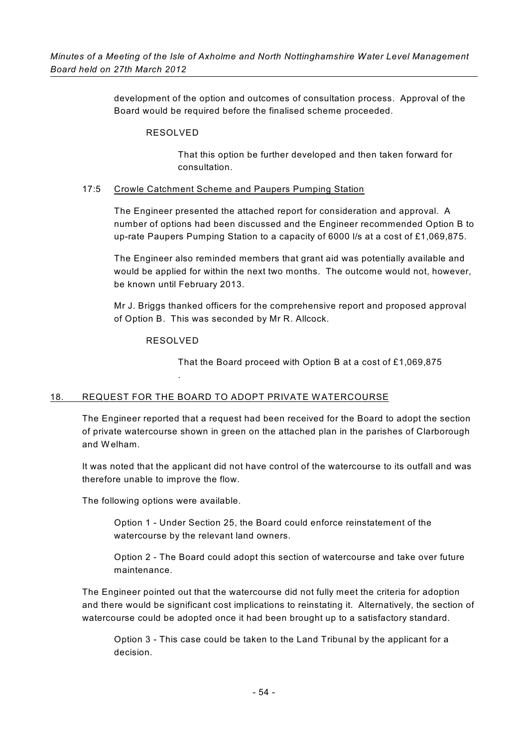development of the option and outcomes of consultation process. Approval of the Board would be required before the finalised scheme proceeded.

RESOLVED

That this option be further developed and then taken forward for consultation.

17:5 Crowle Catchment Scheme and Paupers Pumping Station

The Engineer presented the attached report for consideration and approval. A number of options had been discussed and the Engineer recommended Option B to up-rate Paupers Pumping Station to a capacity of 6000 l/s at a cost of £1,069,875.

The Engineer also reminded members that grant aid was potentially available and would be applied for within the next two months. The outcome would not, however, be known until February 2013.

Mr J. Briggs thanked officers for the comprehensive report and proposed approval of Option B. This was seconded by Mr R. Allcock.

RESOLVED

That the Board proceed with Option B at a cost of £1,069,875

.

## 18. REQUEST FOR THE BOARD TO ADOPT PRIVATE WATERCOURSE

The Engineer reported that a request had been received for the Board to adopt the section of private watercourse shown in green on the attached plan in the parishes of Clarborough and Welham.

It was noted that the applicant did not have control of the watercourse to its outfall and was therefore unable to improve the flow.

The following options were available.

Option 1 - Under Section 25, the Board could enforce reinstatement of the watercourse by the relevant land owners.

Option 2 - The Board could adopt this section of watercourse and take over future maintenance.

The Engineer pointed out that the watercourse did not fully meet the criteria for adoption and there would be significant cost implications to reinstating it. Alternatively, the section of watercourse could be adopted once it had been brought up to a satisfactory standard.

Option 3 - This case could be taken to the Land Tribunal by the applicant for a decision.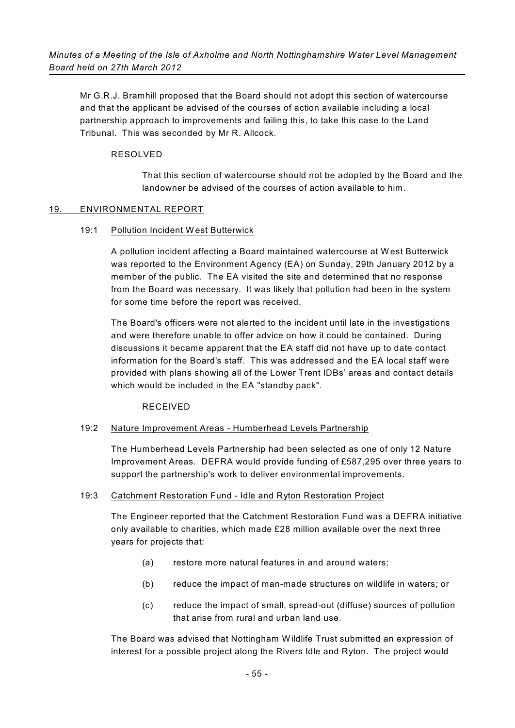Mr G.R.J. Bramhill proposed that the Board should not adopt this section of watercourse and that the applicant be advised of the courses of action available including a local partnership approach to improvements and failing this, to take this case to the Land Tribunal. This was seconded by Mr R. Allcock.

RESOLVED

> That this section of watercourse should not be adopted by the Board and the landowner be advised of the courses of action available to him.

## 19. ENVIRONMENTAL REPORT

### 19:1 Pollution Incident West Butterwick

A pollution incident affecting a Board maintained watercourse at West Butterwick was reported to the Environment Agency (EA) on Sunday, 29th January 2012 by a member of the public. The EA visited the site and determined that no response from the Board was necessary. It was likely that pollution had been in the system for some time before the report was received.

The Board's officers were not alerted to the incident until late in the investigations and were therefore unable to offer advice on how it could be contained. During discussions it became apparent that the EA staff did not have up to date contact information for the Board's staff. This was addressed and the EA local staff were provided with plans showing all of the Lower Trent IDBs' areas and contact details which would be included in the EA "standby pack".

RECEIVED

### 19:2 Nature Improvement Areas - Humberhead Levels Partnership

The Humberhead Levels Partnership had been selected as one of only 12 Nature Improvement Areas. DEFRA would provide funding of £587,295 over three years to support the partnership's work to deliver environmental improvements.

### 19:3 Catchment Restoration Fund - Idle and Ryton Restoration Project

The Engineer reported that the Catchment Restoration Fund was a DEFRA initiative only available to charities, which made £28 million available over the next three years for projects that:

- (a) restore more natural features in and around waters;
- (b) reduce the impact of man-made structures on wildlife in waters; or
- (c) reduce the impact of small, spread-out (diffuse) sources of pollution that arise from rural and urban land use.

The Board was advised that Nottingham Wildlife Trust submitted an expression of interest for a possible project along the Rivers Idle and Ryton. The project would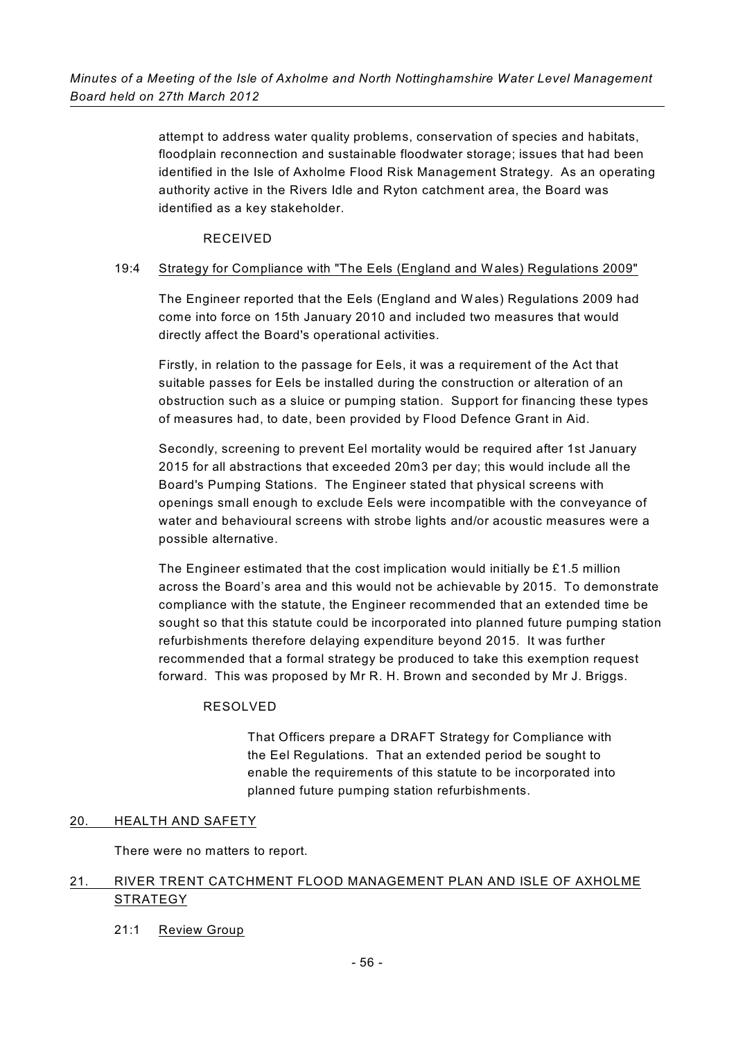attempt to address water quality problems, conservation of species and habitats, floodplain reconnection and sustainable floodwater storage; issues that had been identified in the Isle of Axholme Flood Risk Management Strategy. As an operating authority active in the Rivers Idle and Ryton catchment area, the Board was identified as a key stakeholder.

RECEIVED

19:4 Strategy for Compliance with "The Eels (England and Wales) Regulations 2009"

The Engineer reported that the Eels (England and Wales) Regulations 2009 had come into force on 15th January 2010 and included two measures that would directly affect the Board's operational activities.

Firstly, in relation to the passage for Eels, it was a requirement of the Act that suitable passes for Eels be installed during the construction or alteration of an obstruction such as a sluice or pumping station. Support for financing these types of measures had, to date, been provided by Flood Defence Grant in Aid.

Secondly, screening to prevent Eel mortality would be required after 1st January 2015 for all abstractions that exceeded 20m3 per day; this would include all the Board's Pumping Stations. The Engineer stated that physical screens with openings small enough to exclude Eels were incompatible with the conveyance of water and behavioural screens with strobe lights and/or acoustic measures were a possible alternative.

The Engineer estimated that the cost implication would initially be £1.5 million across the Board's area and this would not be achievable by 2015. To demonstrate compliance with the statute, the Engineer recommended that an extended time be sought so that this statute could be incorporated into planned future pumping station refurbishments therefore delaying expenditure beyond 2015. It was further recommended that a formal strategy be produced to take this exemption request forward. This was proposed by Mr R. H. Brown and seconded by Mr J. Briggs.

RESOLVED

> That Officers prepare a DRAFT Strategy for Compliance with the Eel Regulations. That an extended period be sought to enable the requirements of this statute to be incorporated into planned future pumping station refurbishments.

## 20. HEALTH AND SAFETY

There were no matters to report.

## 21. RIVER TRENT CATCHMENT FLOOD MANAGEMENT PLAN AND ISLE OF AXHOLME STRATEGY

21:1 Review Group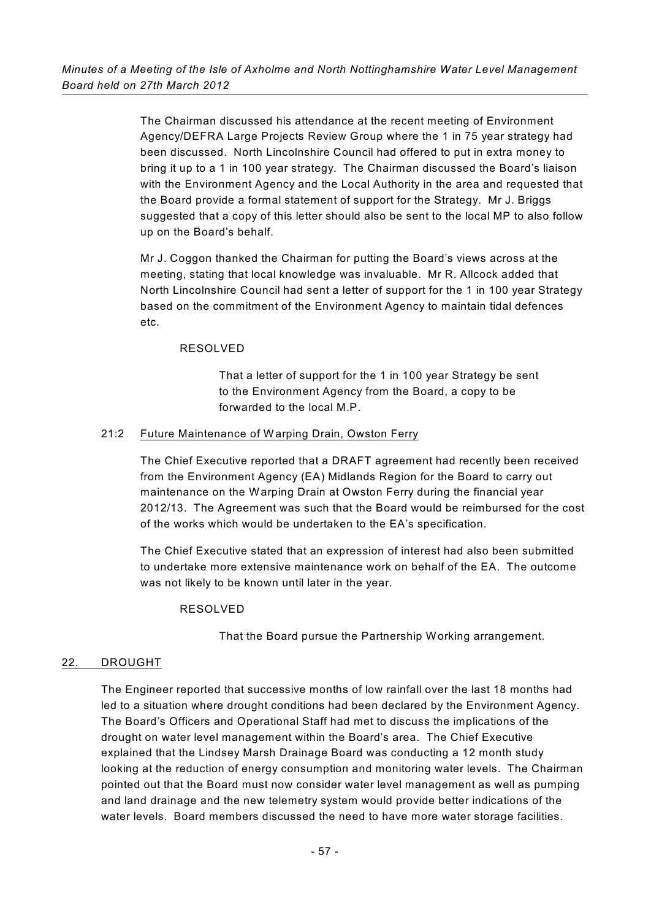The Chairman discussed his attendance at the recent meeting of Environment Agency/DEFRA Large Projects Review Group where the 1 in 75 year strategy had been discussed. North Lincolnshire Council had offered to put in extra money to bring it up to a 1 in 100 year strategy. The Chairman discussed the Board's liaison with the Environment Agency and the Local Authority in the area and requested that the Board provide a formal statement of support for the Strategy. Mr J. Briggs suggested that a copy of this letter should also be sent to the local MP to also follow up on the Board's behalf.

Mr J. Coggon thanked the Chairman for putting the Board's views across at the meeting, stating that local knowledge was invaluable. Mr R. Allcock added that North Lincolnshire Council had sent a letter of support for the 1 in 100 year Strategy based on the commitment of the Environment Agency to maintain tidal defences etc.

RESOLVED

> That a letter of support for the 1 in 100 year Strategy be sent to the Environment Agency from the Board, a copy to be forwarded to the local M.P.

21:2 Future Maintenance of Warping Drain, Owston Ferry

The Chief Executive reported that a DRAFT agreement had recently been received from the Environment Agency (EA) Midlands Region for the Board to carry out maintenance on the Warping Drain at Owston Ferry during the financial year 2012/13. The Agreement was such that the Board would be reimbursed for the cost of the works which would be undertaken to the EA's specification.

The Chief Executive stated that an expression of interest had also been submitted to undertake more extensive maintenance work on behalf of the EA. The outcome was not likely to be known until later in the year.

RESOLVED

> That the Board pursue the Partnership Working arrangement.

## 22. DROUGHT

The Engineer reported that successive months of low rainfall over the last 18 months had led to a situation where drought conditions had been declared by the Environment Agency. The Board's Officers and Operational Staff had met to discuss the implications of the drought on water level management within the Board's area. The Chief Executive explained that the Lindsey Marsh Drainage Board was conducting a 12 month study looking at the reduction of energy consumption and monitoring water levels. The Chairman pointed out that the Board must now consider water level management as well as pumping and land drainage and the new telemetry system would provide better indications of the water levels. Board members discussed the need to have more water storage facilities.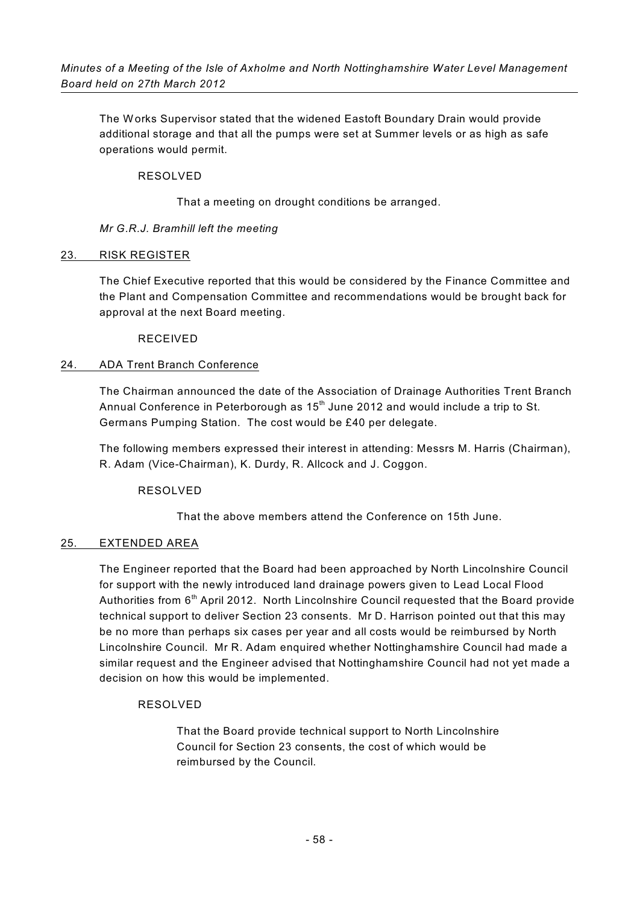The Works Supervisor stated that the widened Eastoft Boundary Drain would provide additional storage and that all the pumps were set at Summer levels or as high as safe operations would permit.

RESOLVED

That a meeting on drought conditions be arranged.

*Mr G.R.J. Bramhill left the meeting*

## 23. RISK REGISTER

The Chief Executive reported that this would be considered by the Finance Committee and the Plant and Compensation Committee and recommendations would be brought back for approval at the next Board meeting.

RECEIVED

## 24. ADA Trent Branch Conference

The Chairman announced the date of the Association of Drainage Authorities Trent Branch Annual Conference in Peterborough as 15th June 2012 and would include a trip to St. Germans Pumping Station. The cost would be £40 per delegate.

The following members expressed their interest in attending: Messrs M. Harris (Chairman), R. Adam (Vice-Chairman), K. Durdy, R. Allcock and J. Coggon.

RESOLVED

That the above members attend the Conference on 15th June.

## 25. EXTENDED AREA

The Engineer reported that the Board had been approached by North Lincolnshire Council for support with the newly introduced land drainage powers given to Lead Local Flood Authorities from 6th April 2012. North Lincolnshire Council requested that the Board provide technical support to deliver Section 23 consents. Mr D. Harrison pointed out that this may be no more than perhaps six cases per year and all costs would be reimbursed by North Lincolnshire Council. Mr R. Adam enquired whether Nottinghamshire Council had made a similar request and the Engineer advised that Nottinghamshire Council had not yet made a decision on how this would be implemented.

RESOLVED

That the Board provide technical support to North Lincolnshire Council for Section 23 consents, the cost of which would be reimbursed by the Council.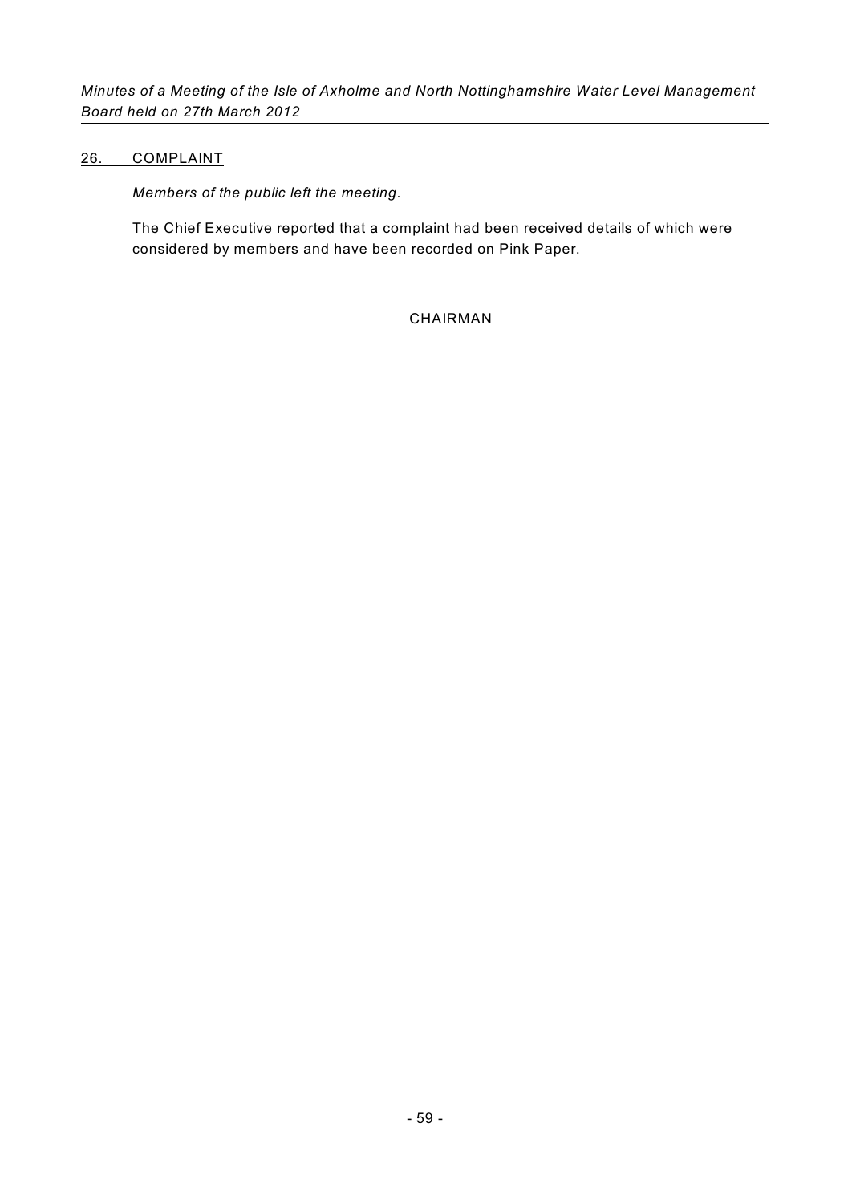## 26. COMPLAINT

*Members of the public left the meeting.*

The Chief Executive reported that a complaint had been received details of which were considered by members and have been recorded on Pink Paper.

CHAIRMAN